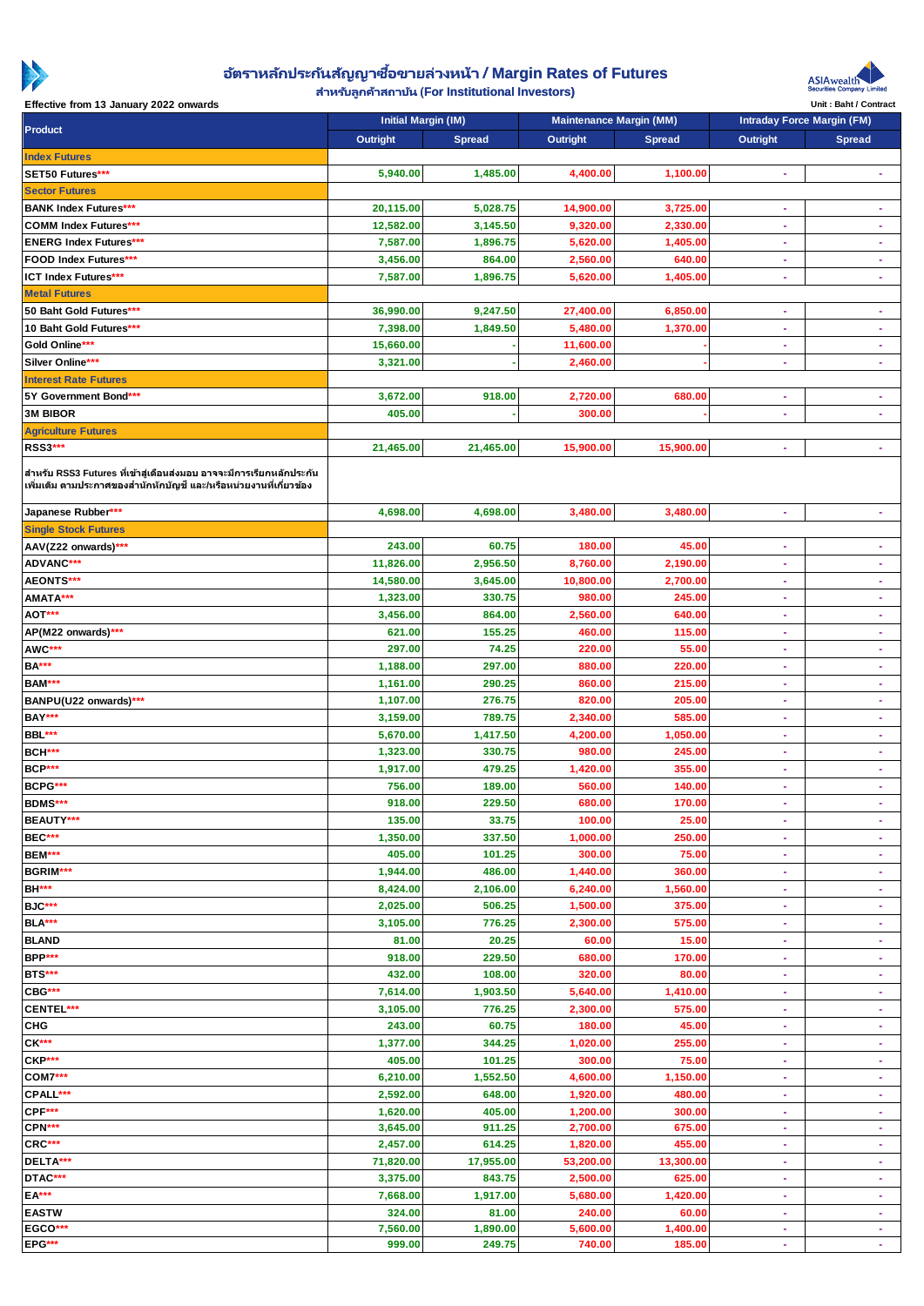# อัตราหลักประกันสัญญาซื้อขายล่วงหน้า / Margin Rates of Futures

## สำหรับลูกค้าสถาบัน (For Institutional Investors)

Effective from 13 January 2022 onwards

Unit : Baht / Contract

| Product | Initial Margin (IM) | | Maintenance Margin (MM) | | Intraday Force Margin (FM) | |
|---|---|---|---|---|---|---|
| | Outright | Spread | Outright | Spread | Outright | Spread |
| **Index Futures** | | | | | | |
| SET50 Futures*** | 5,940.00 | 1,485.00 | 4,400.00 | 1,100.00 | - | - |
| **Sector Futures** | | | | | | |
| BANK Index Futures*** | 20,115.00 | 5,028.75 | 14,900.00 | 3,725.00 | - | - |
| COMM Index Futures*** | 12,582.00 | 3,145.50 | 9,320.00 | 2,330.00 | - | - |
| ENERG Index Futures*** | 7,587.00 | 1,896.75 | 5,620.00 | 1,405.00 | - | - |
| FOOD Index Futures*** | 3,456.00 | 864.00 | 2,560.00 | 640.00 | - | - |
| ICT Index Futures*** | 7,587.00 | 1,896.75 | 5,620.00 | 1,405.00 | - | - |
| **Metal Futures** | | | | | | |
| 50 Baht Gold Futures*** | 36,990.00 | 9,247.50 | 27,400.00 | 6,850.00 | - | - |
| 10 Baht Gold Futures*** | 7,398.00 | 1,849.50 | 5,480.00 | 1,370.00 | - | - |
| Gold Online*** | 15,660.00 | - | 11,600.00 | - | - | - |
| Silver Online*** | 3,321.00 | - | 2,460.00 | - | - | - |
| **Interest Rate Futures** | | | | | | |
| 5Y Government Bond*** | 3,672.00 | 918.00 | 2,720.00 | 680.00 | - | - |
| 3M BIBOR | 405.00 | - | 300.00 | - | - | - |
| **Agriculture Futures** | | | | | | |
| RSS3*** | 21,465.00 | 21,465.00 | 15,900.00 | 15,900.00 | - | - |
| สำหรับ RSS3 Futures ที่เข้าสู่เดือนส่งมอบ อาจจะมีการเรียกหลักประกันเพิ่มเติม ตามประกาศของสำนักหักบัญชี และ/หรือหน่วยงานที่เกี่ยวข้อง | | | | | | |
| Japanese Rubber*** | 4,698.00 | 4,698.00 | 3,480.00 | 3,480.00 | - | - |
| **Single Stock Futures** | | | | | | |
| AAV(Z22 onwards)*** | 243.00 | 60.75 | 180.00 | 45.00 | - | - |
| ADVANC*** | 11,826.00 | 2,956.50 | 8,760.00 | 2,190.00 | - | - |
| AEONTS*** | 14,580.00 | 3,645.00 | 10,800.00 | 2,700.00 | - | - |
| AMATA*** | 1,323.00 | 330.75 | 980.00 | 245.00 | - | - |
| AOT*** | 3,456.00 | 864.00 | 2,560.00 | 640.00 | - | - |
| AP(M22 onwards)*** | 621.00 | 155.25 | 460.00 | 115.00 | - | - |
| AWC*** | 297.00 | 74.25 | 220.00 | 55.00 | - | - |
| BA*** | 1,188.00 | 297.00 | 880.00 | 220.00 | - | - |
| BAM*** | 1,161.00 | 290.25 | 860.00 | 215.00 | - | - |
| BANPU(U22 onwards)*** | 1,107.00 | 276.75 | 820.00 | 205.00 | - | - |
| BAY*** | 3,159.00 | 789.75 | 2,340.00 | 585.00 | - | - |
| BBL*** | 5,670.00 | 1,417.50 | 4,200.00 | 1,050.00 | - | - |
| BCH*** | 1,323.00 | 330.75 | 980.00 | 245.00 | - | - |
| BCP*** | 1,917.00 | 479.25 | 1,420.00 | 355.00 | - | - |
| BCPG*** | 756.00 | 189.00 | 560.00 | 140.00 | - | - |
| BDMS*** | 918.00 | 229.50 | 680.00 | 170.00 | - | - |
| BEAUTY*** | 135.00 | 33.75 | 100.00 | 25.00 | - | - |
| BEC*** | 1,350.00 | 337.50 | 1,000.00 | 250.00 | - | - |
| BEM*** | 405.00 | 101.25 | 300.00 | 75.00 | - | - |
| BGRIM*** | 1,944.00 | 486.00 | 1,440.00 | 360.00 | - | - |
| BH*** | 8,424.00 | 2,106.00 | 6,240.00 | 1,560.00 | - | - |
| BJC*** | 2,025.00 | 506.25 | 1,500.00 | 375.00 | - | - |
| BLA*** | 3,105.00 | 776.25 | 2,300.00 | 575.00 | - | - |
| BLAND | 81.00 | 20.25 | 60.00 | 15.00 | - | - |
| BPP*** | 918.00 | 229.50 | 680.00 | 170.00 | - | - |
| BTS*** | 432.00 | 108.00 | 320.00 | 80.00 | - | - |
| CBG*** | 7,614.00 | 1,903.50 | 5,640.00 | 1,410.00 | - | - |
| CENTEL*** | 3,105.00 | 776.25 | 2,300.00 | 575.00 | - | - |
| CHG | 243.00 | 60.75 | 180.00 | 45.00 | - | - |
| CK*** | 1,377.00 | 344.25 | 1,020.00 | 255.00 | - | - |
| CKP*** | 405.00 | 101.25 | 300.00 | 75.00 | - | - |
| COM7*** | 6,210.00 | 1,552.50 | 4,600.00 | 1,150.00 | - | - |
| CPALL*** | 2,592.00 | 648.00 | 1,920.00 | 480.00 | - | - |
| CPF*** | 1,620.00 | 405.00 | 1,200.00 | 300.00 | - | - |
| CPN*** | 3,645.00 | 911.25 | 2,700.00 | 675.00 | - | - |
| CRC*** | 2,457.00 | 614.25 | 1,820.00 | 455.00 | - | - |
| DELTA*** | 71,820.00 | 17,955.00 | 53,200.00 | 13,300.00 | - | - |
| DTAC*** | 3,375.00 | 843.75 | 2,500.00 | 625.00 | - | - |
| EA*** | 7,668.00 | 1,917.00 | 5,680.00 | 1,420.00 | - | - |
| EASTW | 324.00 | 81.00 | 240.00 | 60.00 | - | - |
| EGCO*** | 7,560.00 | 1,890.00 | 5,600.00 | 1,400.00 | - | - |
| EPG*** | 999.00 | 249.75 | 740.00 | 185.00 | - | - |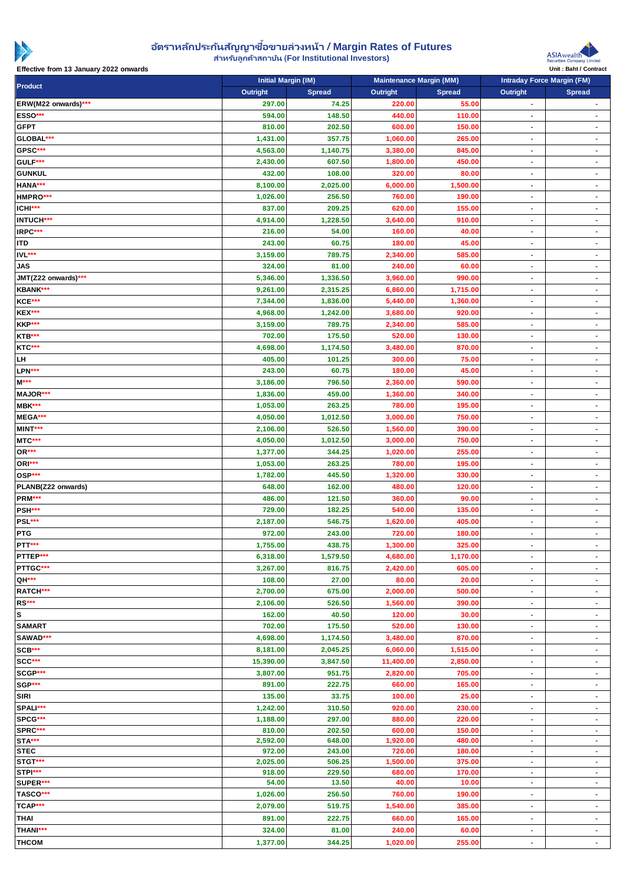# อัตราหลักประกันสัญญาซื้อขายล่วงหน้า / Margin Rates of Futures

สำหรับลูกค้าสถาบัน (For Institutional Investors)

Effective from 13 January 2022 onwards

Unit : Baht / Contract

| Product | Initial Margin (IM) | | Maintenance Margin (MM) | | Intraday Force Margin (FM) | |
|---|---|---|---|---|---|---|
| | Outright | Spread | Outright | Spread | Outright | Spread |
| ERW(M22 onwards)*** | 297.00 | 74.25 | 220.00 | 55.00 | - | - |
| ESSO*** | 594.00 | 148.50 | 440.00 | 110.00 | - | - |
| GFPT | 810.00 | 202.50 | 600.00 | 150.00 | - | - |
| GLOBAL*** | 1,431.00 | 357.75 | 1,060.00 | 265.00 | - | - |
| GPSC*** | 4,563.00 | 1,140.75 | 3,380.00 | 845.00 | - | - |
| GULF*** | 2,430.00 | 607.50 | 1,800.00 | 450.00 | - | - |
| GUNKUL | 432.00 | 108.00 | 320.00 | 80.00 | - | - |
| HANA*** | 8,100.00 | 2,025.00 | 6,000.00 | 1,500.00 | - | - |
| HMPRO*** | 1,026.00 | 256.50 | 760.00 | 190.00 | - | - |
| ICHI*** | 837.00 | 209.25 | 620.00 | 155.00 | - | - |
| INTUCH*** | 4,914.00 | 1,228.50 | 3,640.00 | 910.00 | - | - |
| IRPC*** | 216.00 | 54.00 | 160.00 | 40.00 | - | - |
| ITD | 243.00 | 60.75 | 180.00 | 45.00 | - | - |
| IVL*** | 3,159.00 | 789.75 | 2,340.00 | 585.00 | - | - |
| JAS | 324.00 | 81.00 | 240.00 | 60.00 | - | - |
| JMT(Z22 onwards)*** | 5,346.00 | 1,336.50 | 3,960.00 | 990.00 | - | - |
| KBANK*** | 9,261.00 | 2,315.25 | 6,860.00 | 1,715.00 | - | - |
| KCE*** | 7,344.00 | 1,836.00 | 5,440.00 | 1,360.00 | - | - |
| KEX*** | 4,968.00 | 1,242.00 | 3,680.00 | 920.00 | - | - |
| KKP*** | 3,159.00 | 789.75 | 2,340.00 | 585.00 | - | - |
| KTB*** | 702.00 | 175.50 | 520.00 | 130.00 | - | - |
| KTC*** | 4,698.00 | 1,174.50 | 3,480.00 | 870.00 | - | - |
| LH | 405.00 | 101.25 | 300.00 | 75.00 | - | - |
| LPN*** | 243.00 | 60.75 | 180.00 | 45.00 | - | - |
| M*** | 3,186.00 | 796.50 | 2,360.00 | 590.00 | - | - |
| MAJOR*** | 1,836.00 | 459.00 | 1,360.00 | 340.00 | - | - |
| MBK*** | 1,053.00 | 263.25 | 780.00 | 195.00 | - | - |
| MEGA*** | 4,050.00 | 1,012.50 | 3,000.00 | 750.00 | - | - |
| MINT*** | 2,106.00 | 526.50 | 1,560.00 | 390.00 | - | - |
| MTC*** | 4,050.00 | 1,012.50 | 3,000.00 | 750.00 | - | - |
| OR*** | 1,377.00 | 344.25 | 1,020.00 | 255.00 | - | - |
| ORI*** | 1,053.00 | 263.25 | 780.00 | 195.00 | - | - |
| OSP*** | 1,782.00 | 445.50 | 1,320.00 | 330.00 | - | - |
| PLANB(Z22 onwards) | 648.00 | 162.00 | 480.00 | 120.00 | - | - |
| PRM*** | 486.00 | 121.50 | 360.00 | 90.00 | - | - |
| PSH*** | 729.00 | 182.25 | 540.00 | 135.00 | - | - |
| PSL*** | 2,187.00 | 546.75 | 1,620.00 | 405.00 | - | - |
| PTG | 972.00 | 243.00 | 720.00 | 180.00 | - | - |
| PTT*** | 1,755.00 | 438.75 | 1,300.00 | 325.00 | - | - |
| PTTEP*** | 6,318.00 | 1,579.50 | 4,680.00 | 1,170.00 | - | - |
| PTTGC*** | 3,267.00 | 816.75 | 2,420.00 | 605.00 | - | - |
| QH*** | 108.00 | 27.00 | 80.00 | 20.00 | - | - |
| RATCH*** | 2,700.00 | 675.00 | 2,000.00 | 500.00 | - | - |
| RS*** | 2,106.00 | 526.50 | 1,560.00 | 390.00 | - | - |
| S | 162.00 | 40.50 | 120.00 | 30.00 | - | - |
| SAMART | 702.00 | 175.50 | 520.00 | 130.00 | - | - |
| SAWAD*** | 4,698.00 | 1,174.50 | 3,480.00 | 870.00 | - | - |
| SCB*** | 8,181.00 | 2,045.25 | 6,060.00 | 1,515.00 | - | - |
| SCC*** | 15,390.00 | 3,847.50 | 11,400.00 | 2,850.00 | - | - |
| SCGP*** | 3,807.00 | 951.75 | 2,820.00 | 705.00 | - | - |
| SGP*** | 891.00 | 222.75 | 660.00 | 165.00 | - | - |
| SIRI | 135.00 | 33.75 | 100.00 | 25.00 | - | - |
| SPALI*** | 1,242.00 | 310.50 | 920.00 | 230.00 | - | - |
| SPCG*** | 1,188.00 | 297.00 | 880.00 | 220.00 | - | - |
| SPRC*** | 810.00 | 202.50 | 600.00 | 150.00 | - | - |
| STA*** | 2,592.00 | 648.00 | 1,920.00 | 480.00 | - | - |
| STEC | 972.00 | 243.00 | 720.00 | 180.00 | - | - |
| STGT*** | 2,025.00 | 506.25 | 1,500.00 | 375.00 | - | - |
| STPI*** | 918.00 | 229.50 | 680.00 | 170.00 | - | - |
| SUPER*** | 54.00 | 13.50 | 40.00 | 10.00 | - | - |
| TASCO*** | 1,026.00 | 256.50 | 760.00 | 190.00 | - | - |
| TCAP*** | 2,079.00 | 519.75 | 1,540.00 | 385.00 | - | - |
| THAI | 891.00 | 222.75 | 660.00 | 165.00 | - | - |
| THANI*** | 324.00 | 81.00 | 240.00 | 60.00 | - | - |
| THCOM | 1,377.00 | 344.25 | 1,020.00 | 255.00 | - | - |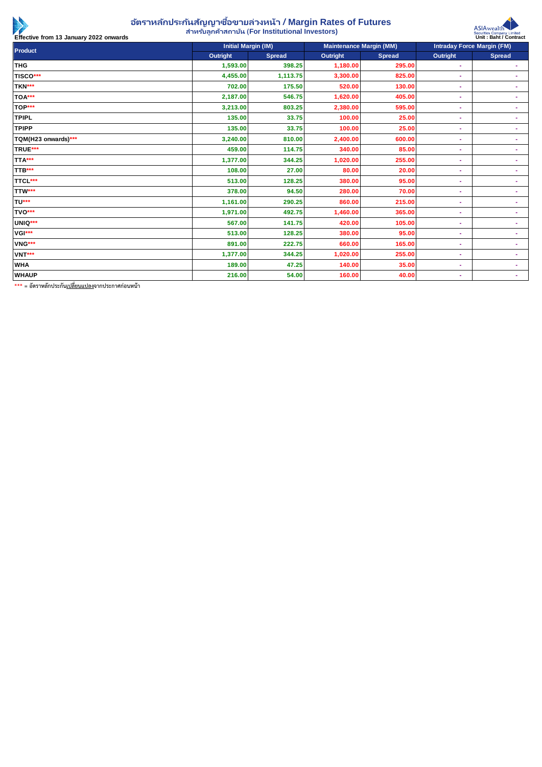# อัตราหลักประกันสัญญาซื้อขายล่วงหน้า / Margin Rates of Futures

สำหรับลูกค้าสถาบัน (For Institutional Investors)

**Effective from 13 January 2022 onwards**

**Unit : Baht / Contract**

| Product | Initial Margin (IM) | | Maintenance Margin (MM) | | Intraday Force Margin (FM) | |
|---|---|---|---|---|---|---|
| | Outright | Spread | Outright | Spread | Outright | Spread |
| THG | 1,593.00 | 398.25 | 1,180.00 | 295.00 | - | - |
| TISCO*** | 4,455.00 | 1,113.75 | 3,300.00 | 825.00 | - | - |
| TKN*** | 702.00 | 175.50 | 520.00 | 130.00 | - | - |
| TOA*** | 2,187.00 | 546.75 | 1,620.00 | 405.00 | - | - |
| TOP*** | 3,213.00 | 803.25 | 2,380.00 | 595.00 | - | - |
| TPIPL | 135.00 | 33.75 | 100.00 | 25.00 | - | - |
| TPIPP | 135.00 | 33.75 | 100.00 | 25.00 | - | - |
| TQM(H23 onwards)*** | 3,240.00 | 810.00 | 2,400.00 | 600.00 | - | - |
| TRUE*** | 459.00 | 114.75 | 340.00 | 85.00 | - | - |
| TTA*** | 1,377.00 | 344.25 | 1,020.00 | 255.00 | - | - |
| TTB*** | 108.00 | 27.00 | 80.00 | 20.00 | - | - |
| TTCL*** | 513.00 | 128.25 | 380.00 | 95.00 | - | - |
| TTW*** | 378.00 | 94.50 | 280.00 | 70.00 | - | - |
| TU*** | 1,161.00 | 290.25 | 860.00 | 215.00 | - | - |
| TVO*** | 1,971.00 | 492.75 | 1,460.00 | 365.00 | - | - |
| UNIQ*** | 567.00 | 141.75 | 420.00 | 105.00 | - | - |
| VGI*** | 513.00 | 128.25 | 380.00 | 95.00 | - | - |
| VNG*** | 891.00 | 222.75 | 660.00 | 165.00 | - | - |
| VNT*** | 1,377.00 | 344.25 | 1,020.00 | 255.00 | - | - |
| WHA | 189.00 | 47.25 | 140.00 | 35.00 | - | - |
| WHAUP | 216.00 | 54.00 | 160.00 | 40.00 | - | - |

*** = อัตราหลักประกันเปลี่ยนแปลงจากประกาศก่อนหน้า